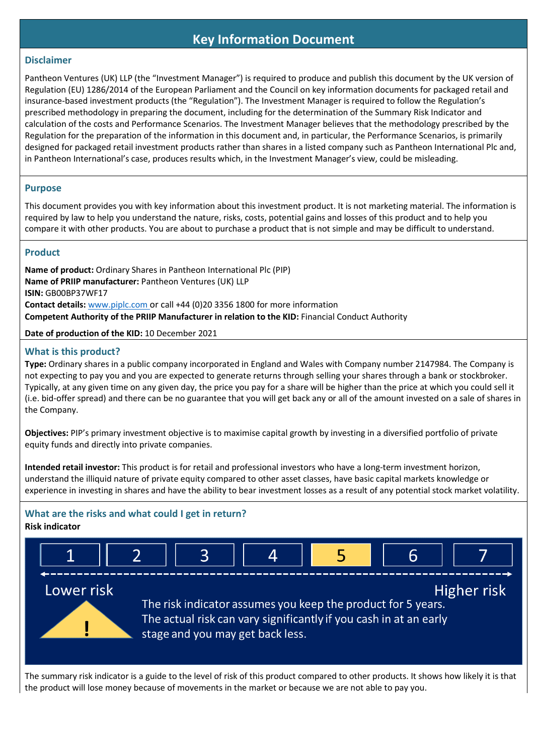# Key Information Document

## Disclaimer

Pantheon Ventures (UK) LLP (the "Investment Manager") is required to produce and publish this document by the UK version of Regulation (EU) 1286/2014 of the European Parliament and the Council on key information documents for packaged retail and insurance-based investment products (the "Regulation"). The Investment Manager is required to follow the Regulation's prescribed methodology in preparing the document, including for the determination of the Summary Risk Indicator and calculation of the costs and Performance Scenarios. The Investment Manager believes that the methodology prescribed by the Regulation for the preparation of the information in this document and, in particular, the Performance Scenarios, is primarily designed for packaged retail investment products rather than shares in a listed company such as Pantheon International Plc and, in Pantheon International's case, produces results which, in the Investment Manager's view, could be misleading.

## Purpose

This document provides you with key information about this investment product. It is not marketing material. The information is required by law to help you understand the nature, risks, costs, potential gains and losses of this product and to help you compare it with other products. You are about to purchase a product that is not simple and may be difficult to understand.

## Product

**Name of product:** Ordinary Shares in Pantheon International Plc (PIP)
**Name of PRIIP manufacturer:** Pantheon Ventures (UK) LLP
**ISIN:** GB00BP37WF17
**Contact details:** www.piplc.com or call +44 (0)20 3356 1800 for more information
**Competent Authority of the PRIIP Manufacturer in relation to the KID:** Financial Conduct Authority

**Date of production of the KID:** 10 December 2021

## What is this product?

**Type:** Ordinary shares in a public company incorporated in England and Wales with Company number 2147984. The Company is not expecting to pay you and you are expected to generate returns through selling your shares through a bank or stockbroker. Typically, at any given time on any given day, the price you pay for a share will be higher than the price at which you could sell it (i.e. bid-offer spread) and there can be no guarantee that you will get back any or all of the amount invested on a sale of shares in the Company.

**Objectives:** PIP's primary investment objective is to maximise capital growth by investing in a diversified portfolio of private equity funds and directly into private companies.

**Intended retail investor:** This product is for retail and professional investors who have a long-term investment horizon, understand the illiquid nature of private equity compared to other asset classes, have basic capital markets knowledge or experience in investing in shares and have the ability to bear investment losses as a result of any potential stock market volatility.

## What are the risks and what could I get in return?

**Risk indicator**

| 1 | 2 | 3 | 4 | **5** | 6 | 7 |
|---|---|---|---|---|---|---|

Lower risk ← → Higher risk

The risk indicator assumes you keep the product for 5 years. The actual risk can vary significantly if you cash in at an early stage and you may get back less.

The summary risk indicator is a guide to the level of risk of this product compared to other products. It shows how likely it is that the product will lose money because of movements in the market or because we are not able to pay you.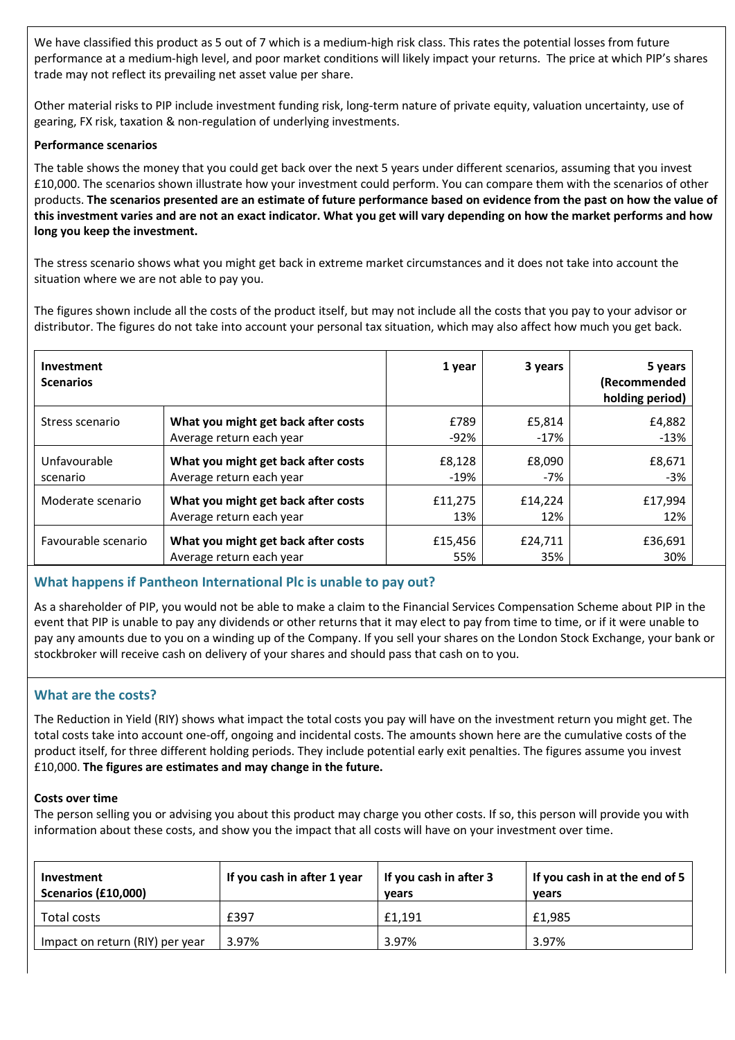We have classified this product as 5 out of 7 which is a medium-high risk class. This rates the potential losses from future performance at a medium-high level, and poor market conditions will likely impact your returns. The price at which PIP's shares trade may not reflect its prevailing net asset value per share.

Other material risks to PIP include investment funding risk, long-term nature of private equity, valuation uncertainty, use of gearing, FX risk, taxation & non-regulation of underlying investments.

**Performance scenarios**

The table shows the money that you could get back over the next 5 years under different scenarios, assuming that you invest £10,000. The scenarios shown illustrate how your investment could perform. You can compare them with the scenarios of other products. **The scenarios presented are an estimate of future performance based on evidence from the past on how the value of this investment varies and are not an exact indicator. What you get will vary depending on how the market performs and how long you keep the investment.**

The stress scenario shows what you might get back in extreme market circumstances and it does not take into account the situation where we are not able to pay you.

The figures shown include all the costs of the product itself, but may not include all the costs that you pay to your advisor or distributor. The figures do not take into account your personal tax situation, which may also affect how much you get back.

| **Investment Scenarios** | | **1 year** | **3 years** | **5 years (Recommended holding period)** |
|---|---|---|---|---|
| Stress scenario | **What you might get back after costs** | £789 | £5,814 | £4,882 |
| | Average return each year | -92% | -17% | -13% |
| Unfavourable scenario | **What you might get back after costs** | £8,128 | £8,090 | £8,671 |
| | Average return each year | -19% | -7% | -3% |
| Moderate scenario | **What you might get back after costs** | £11,275 | £14,224 | £17,994 |
| | Average return each year | 13% | 12% | 12% |
| Favourable scenario | **What you might get back after costs** | £15,456 | £24,711 | £36,691 |
| | Average return each year | 55% | 35% | 30% |

## What happens if Pantheon International Plc is unable to pay out?

As a shareholder of PIP, you would not be able to make a claim to the Financial Services Compensation Scheme about PIP in the event that PIP is unable to pay any dividends or other returns that it may elect to pay from time to time, or if it were unable to pay any amounts due to you on a winding up of the Company. If you sell your shares on the London Stock Exchange, your bank or stockbroker will receive cash on delivery of your shares and should pass that cash on to you.

## What are the costs?

The Reduction in Yield (RIY) shows what impact the total costs you pay will have on the investment return you might get. The total costs take into account one-off, ongoing and incidental costs. The amounts shown here are the cumulative costs of the product itself, for three different holding periods. They include potential early exit penalties. The figures assume you invest £10,000. **The figures are estimates and may change in the future.**

**Costs over time**

The person selling you or advising you about this product may charge you other costs. If so, this person will provide you with information about these costs, and show you the impact that all costs will have on your investment over time.

| **Investment Scenarios (£10,000)** | **If you cash in after 1 year** | **If you cash in after 3 years** | **If you cash in at the end of 5 years** |
|---|---|---|---|
| Total costs | £397 | £1,191 | £1,985 |
| Impact on return (RIY) per year | 3.97% | 3.97% | 3.97% |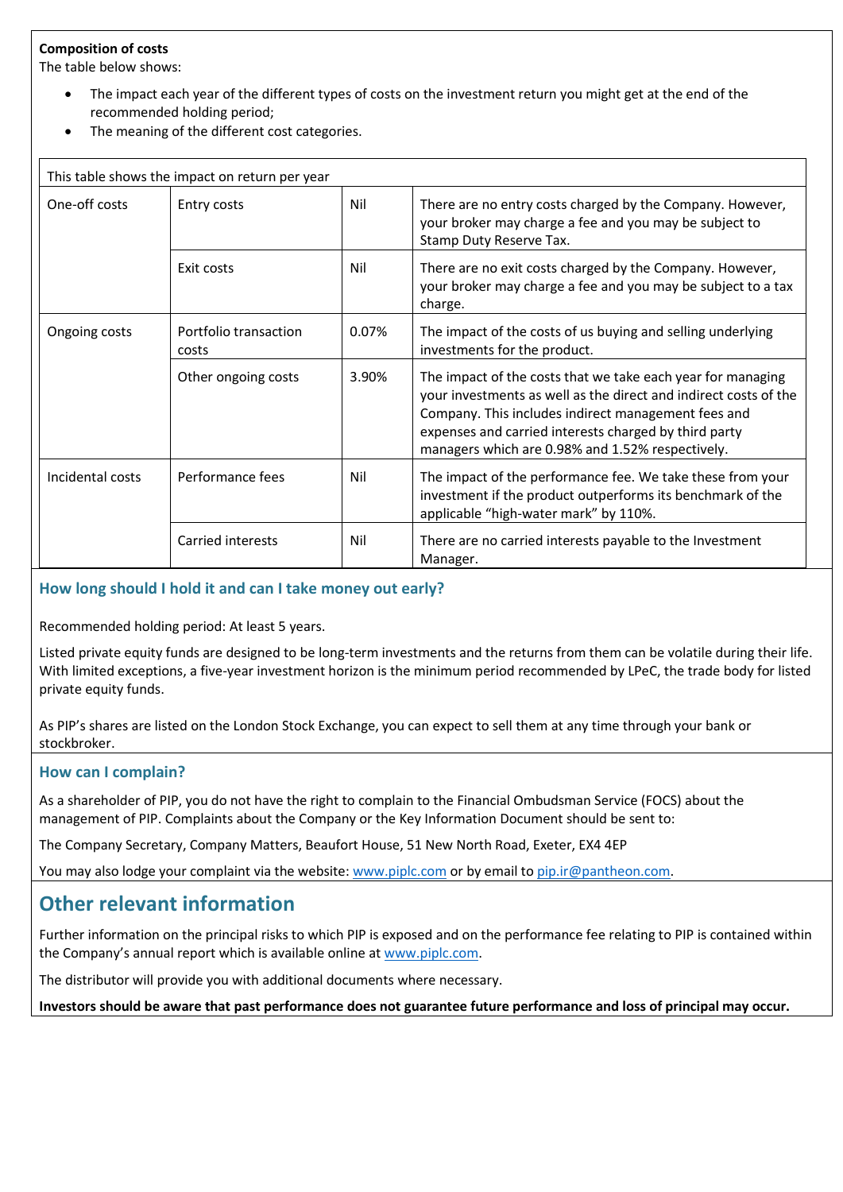**Composition of costs**

The table below shows:

- The impact each year of the different types of costs on the investment return you might get at the end of the recommended holding period;
- The meaning of the different cost categories.

| This table shows the impact on return per year | | | |
|---|---|---|---|
| One-off costs | Entry costs | Nil | There are no entry costs charged by the Company. However, your broker may charge a fee and you may be subject to Stamp Duty Reserve Tax. |
| | Exit costs | Nil | There are no exit costs charged by the Company. However, your broker may charge a fee and you may be subject to a tax charge. |
| Ongoing costs | Portfolio transaction costs | 0.07% | The impact of the costs of us buying and selling underlying investments for the product. |
| | Other ongoing costs | 3.90% | The impact of the costs that we take each year for managing your investments as well as the direct and indirect costs of the Company. This includes indirect management fees and expenses and carried interests charged by third party managers which are 0.98% and 1.52% respectively. |
| Incidental costs | Performance fees | Nil | The impact of the performance fee. We take these from your investment if the product outperforms its benchmark of the applicable "high-water mark" by 110%. |
| | Carried interests | Nil | There are no carried interests payable to the Investment Manager. |

### How long should I hold it and can I take money out early?

Recommended holding period: At least 5 years.

Listed private equity funds are designed to be long-term investments and the returns from them can be volatile during their life. With limited exceptions, a five-year investment horizon is the minimum period recommended by LPeC, the trade body for listed private equity funds.

As PIP's shares are listed on the London Stock Exchange, you can expect to sell them at any time through your bank or stockbroker.

### How can I complain?

As a shareholder of PIP, you do not have the right to complain to the Financial Ombudsman Service (FOCS) about the management of PIP. Complaints about the Company or the Key Information Document should be sent to:

The Company Secretary, Company Matters, Beaufort House, 51 New North Road, Exeter, EX4 4EP

You may also lodge your complaint via the website: www.piplc.com or by email to pip.ir@pantheon.com.

## Other relevant information

Further information on the principal risks to which PIP is exposed and on the performance fee relating to PIP is contained within the Company's annual report which is available online at www.piplc.com.

The distributor will provide you with additional documents where necessary.

**Investors should be aware that past performance does not guarantee future performance and loss of principal may occur.**